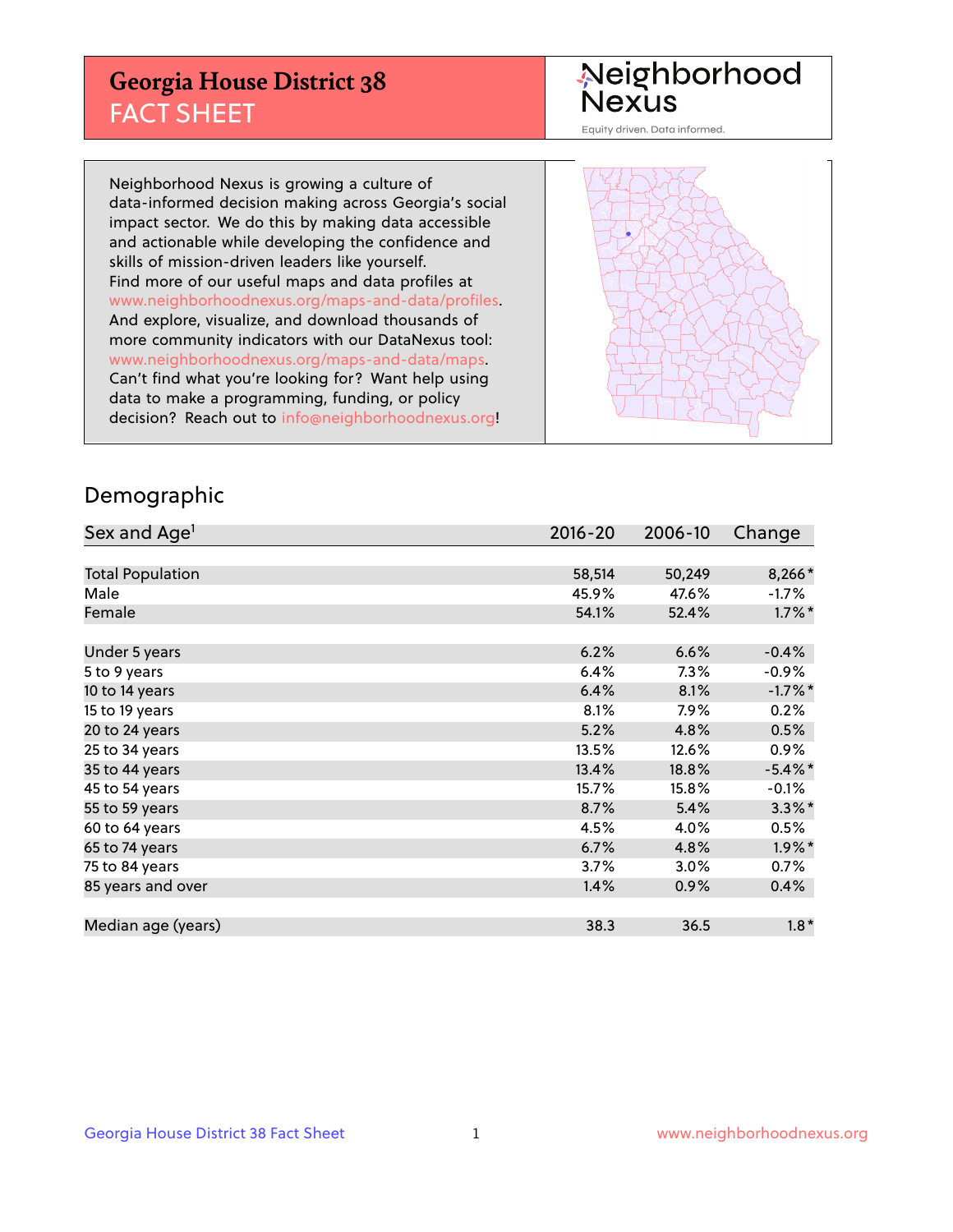# Georgia House District 38
## FACT SHEET

Neighborhood Nexus

Equity driven. Data informed.

Neighborhood Nexus is growing a culture of data-informed decision making across Georgia's social impact sector. We do this by making data accessible and actionable while developing the confidence and skills of mission-driven leaders like yourself. Find more of our useful maps and data profiles at www.neighborhoodnexus.org/maps-and-data/profiles. And explore, visualize, and download thousands of more community indicators with our DataNexus tool: www.neighborhoodnexus.org/maps-and-data/maps. Can't find what you're looking for? Want help using data to make a programming, funding, or policy decision? Reach out to info@neighborhoodnexus.org!

## Demographic

| Sex and Age[1] | 2016-20 | 2006-10 | Change |
|---|---|---|---|
| Total Population | 58,514 | 50,249 | 8,266* |
| Male | 45.9% | 47.6% | -1.7% |
| Female | 54.1% | 52.4% | 1.7%* |
| | | | |
| Under 5 years | 6.2% | 6.6% | -0.4% |
| 5 to 9 years | 6.4% | 7.3% | -0.9% |
| 10 to 14 years | 6.4% | 8.1% | -1.7%* |
| 15 to 19 years | 8.1% | 7.9% | 0.2% |
| 20 to 24 years | 5.2% | 4.8% | 0.5% |
| 25 to 34 years | 13.5% | 12.6% | 0.9% |
| 35 to 44 years | 13.4% | 18.8% | -5.4%* |
| 45 to 54 years | 15.7% | 15.8% | -0.1% |
| 55 to 59 years | 8.7% | 5.4% | 3.3%* |
| 60 to 64 years | 4.5% | 4.0% | 0.5% |
| 65 to 74 years | 6.7% | 4.8% | 1.9%* |
| 75 to 84 years | 3.7% | 3.0% | 0.7% |
| 85 years and over | 1.4% | 0.9% | 0.4% |
| | | | |
| Median age (years) | 38.3 | 36.5 | 1.8* |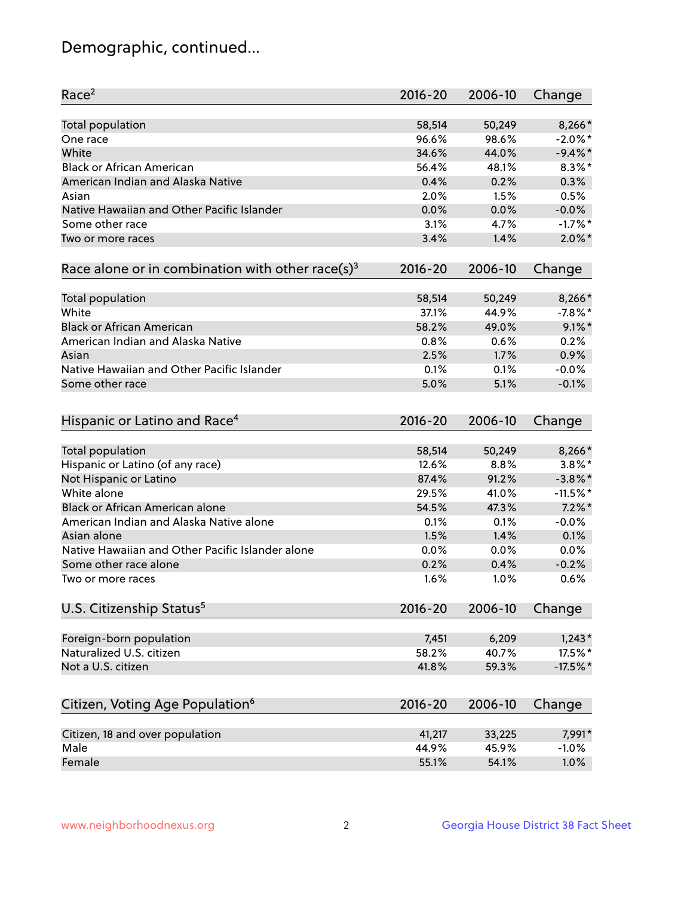## Demographic, continued...

| Race[2] | 2016-20 | 2006-10 | Change |
|---|---|---|---|
| Total population | 58,514 | 50,249 | 8,266* |
| One race | 96.6% | 98.6% | -2.0%* |
| White | 34.6% | 44.0% | -9.4%* |
| Black or African American | 56.4% | 48.1% | 8.3%* |
| American Indian and Alaska Native | 0.4% | 0.2% | 0.3% |
| Asian | 2.0% | 1.5% | 0.5% |
| Native Hawaiian and Other Pacific Islander | 0.0% | 0.0% | -0.0% |
| Some other race | 3.1% | 4.7% | -1.7%* |
| Two or more races | 3.4% | 1.4% | 2.0%* |

| Race alone or in combination with other race(s)[3] | 2016-20 | 2006-10 | Change |
|---|---|---|---|
| Total population | 58,514 | 50,249 | 8,266* |
| White | 37.1% | 44.9% | -7.8%* |
| Black or African American | 58.2% | 49.0% | 9.1%* |
| American Indian and Alaska Native | 0.8% | 0.6% | 0.2% |
| Asian | 2.5% | 1.7% | 0.9% |
| Native Hawaiian and Other Pacific Islander | 0.1% | 0.1% | -0.0% |
| Some other race | 5.0% | 5.1% | -0.1% |

| Hispanic or Latino and Race[4] | 2016-20 | 2006-10 | Change |
|---|---|---|---|
| Total population | 58,514 | 50,249 | 8,266* |
| Hispanic or Latino (of any race) | 12.6% | 8.8% | 3.8%* |
| Not Hispanic or Latino | 87.4% | 91.2% | -3.8%* |
| White alone | 29.5% | 41.0% | -11.5%* |
| Black or African American alone | 54.5% | 47.3% | 7.2%* |
| American Indian and Alaska Native alone | 0.1% | 0.1% | -0.0% |
| Asian alone | 1.5% | 1.4% | 0.1% |
| Native Hawaiian and Other Pacific Islander alone | 0.0% | 0.0% | 0.0% |
| Some other race alone | 0.2% | 0.4% | -0.2% |
| Two or more races | 1.6% | 1.0% | 0.6% |

| U.S. Citizenship Status[5] | 2016-20 | 2006-10 | Change |
|---|---|---|---|
| Foreign-born population | 7,451 | 6,209 | 1,243* |
| Naturalized U.S. citizen | 58.2% | 40.7% | 17.5%* |
| Not a U.S. citizen | 41.8% | 59.3% | -17.5%* |

| Citizen, Voting Age Population[6] | 2016-20 | 2006-10 | Change |
|---|---|---|---|
| Citizen, 18 and over population | 41,217 | 33,225 | 7,991* |
| Male | 44.9% | 45.9% | -1.0% |
| Female | 55.1% | 54.1% | 1.0% |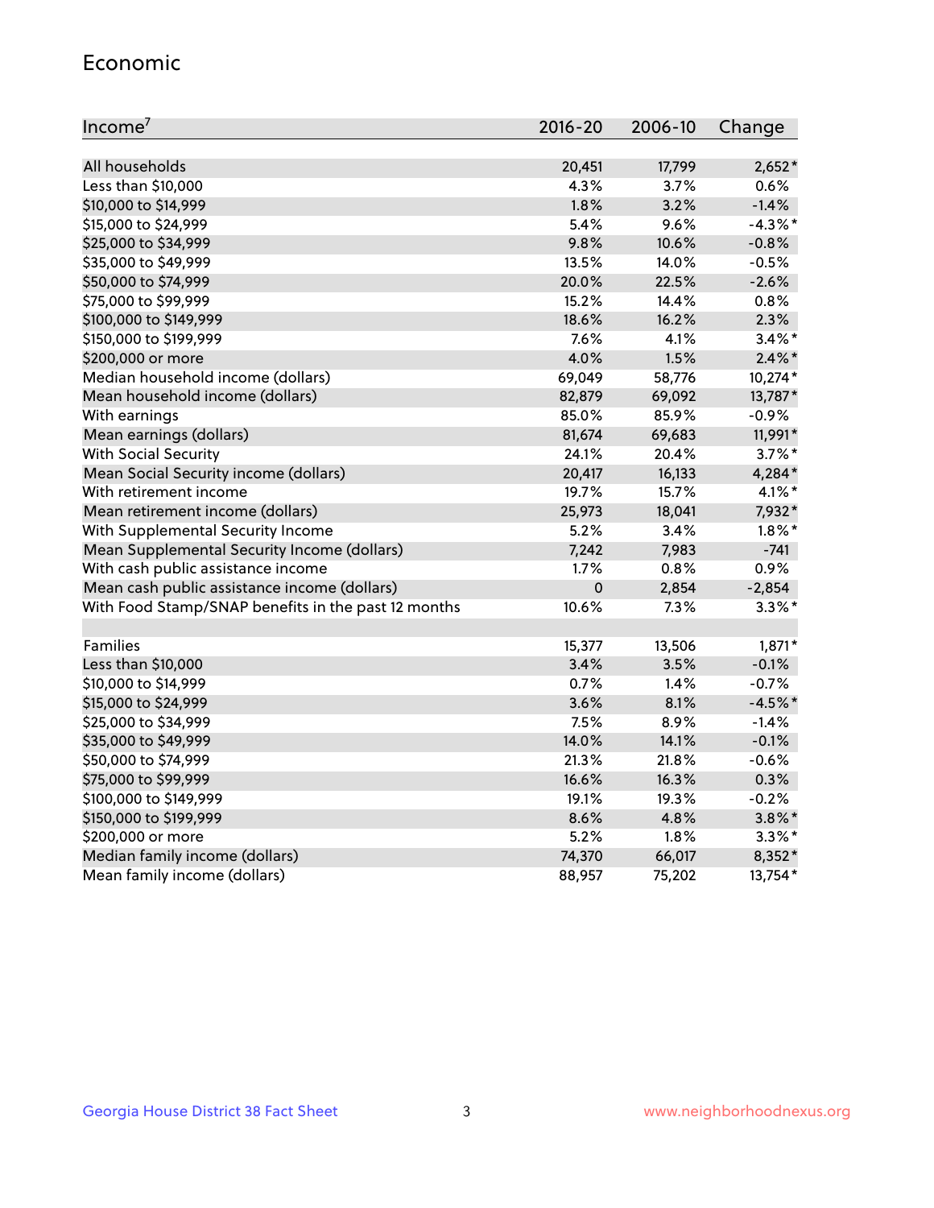## Economic

| Income[7] | 2016-20 | 2006-10 | Change |
|---|---|---|---|
| All households | 20,451 | 17,799 | 2,652* |
| Less than $10,000 | 4.3% | 3.7% | 0.6% |
| $10,000 to $14,999 | 1.8% | 3.2% | -1.4% |
| $15,000 to $24,999 | 5.4% | 9.6% | -4.3%* |
| $25,000 to $34,999 | 9.8% | 10.6% | -0.8% |
| $35,000 to $49,999 | 13.5% | 14.0% | -0.5% |
| $50,000 to $74,999 | 20.0% | 22.5% | -2.6% |
| $75,000 to $99,999 | 15.2% | 14.4% | 0.8% |
| $100,000 to $149,999 | 18.6% | 16.2% | 2.3% |
| $150,000 to $199,999 | 7.6% | 4.1% | 3.4%* |
| $200,000 or more | 4.0% | 1.5% | 2.4%* |
| Median household income (dollars) | 69,049 | 58,776 | 10,274* |
| Mean household income (dollars) | 82,879 | 69,092 | 13,787* |
| With earnings | 85.0% | 85.9% | -0.9% |
| Mean earnings (dollars) | 81,674 | 69,683 | 11,991* |
| With Social Security | 24.1% | 20.4% | 3.7%* |
| Mean Social Security income (dollars) | 20,417 | 16,133 | 4,284* |
| With retirement income | 19.7% | 15.7% | 4.1%* |
| Mean retirement income (dollars) | 25,973 | 18,041 | 7,932* |
| With Supplemental Security Income | 5.2% | 3.4% | 1.8%* |
| Mean Supplemental Security Income (dollars) | 7,242 | 7,983 | -741 |
| With cash public assistance income | 1.7% | 0.8% | 0.9% |
| Mean cash public assistance income (dollars) | 0 | 2,854 | -2,854 |
| With Food Stamp/SNAP benefits in the past 12 months | 10.6% | 7.3% | 3.3%* |
| | | | |
| Families | 15,377 | 13,506 | 1,871* |
| Less than $10,000 | 3.4% | 3.5% | -0.1% |
| $10,000 to $14,999 | 0.7% | 1.4% | -0.7% |
| $15,000 to $24,999 | 3.6% | 8.1% | -4.5%* |
| $25,000 to $34,999 | 7.5% | 8.9% | -1.4% |
| $35,000 to $49,999 | 14.0% | 14.1% | -0.1% |
| $50,000 to $74,999 | 21.3% | 21.8% | -0.6% |
| $75,000 to $99,999 | 16.6% | 16.3% | 0.3% |
| $100,000 to $149,999 | 19.1% | 19.3% | -0.2% |
| $150,000 to $199,999 | 8.6% | 4.8% | 3.8%* |
| $200,000 or more | 5.2% | 1.8% | 3.3%* |
| Median family income (dollars) | 74,370 | 66,017 | 8,352* |
| Mean family income (dollars) | 88,957 | 75,202 | 13,754* |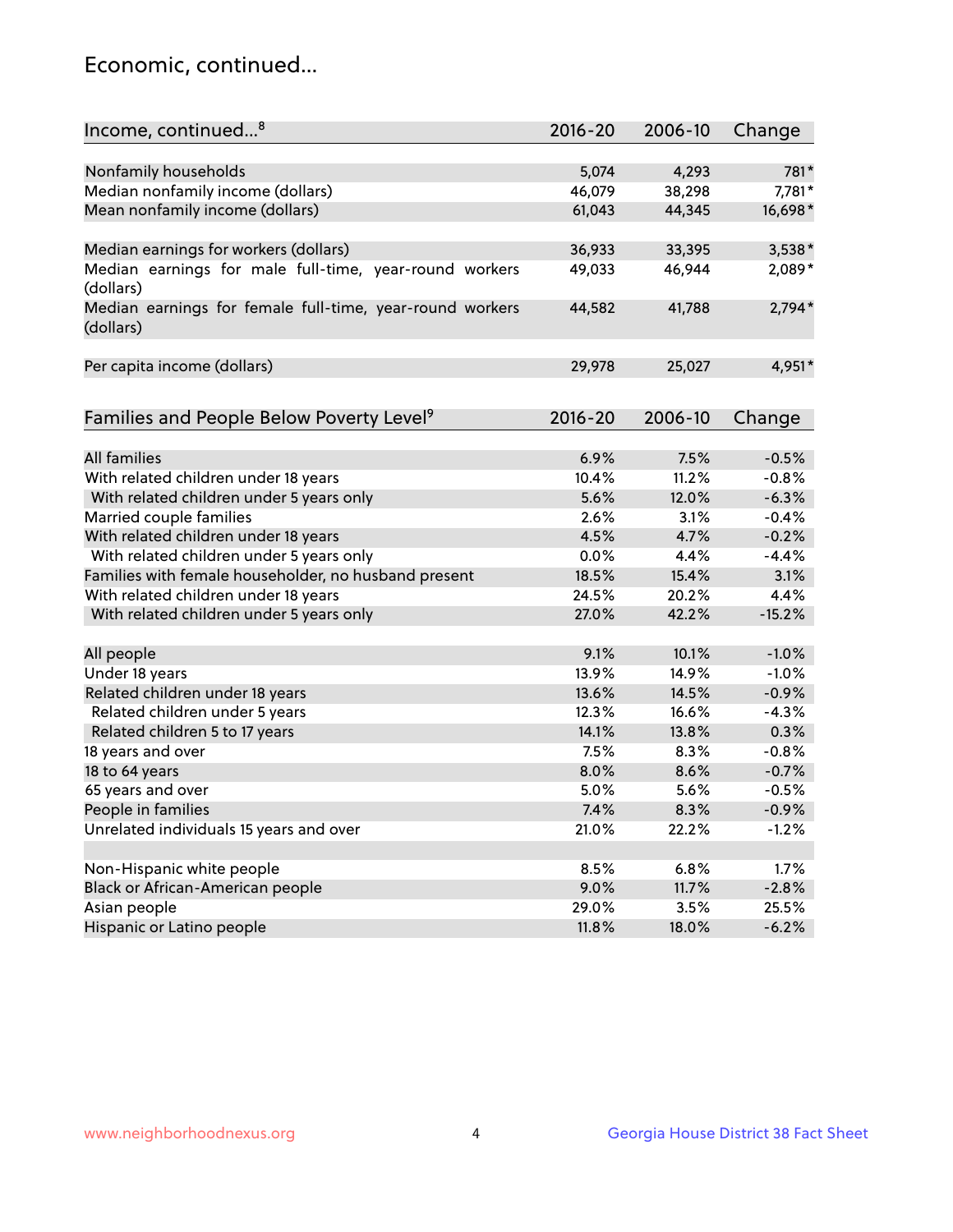## Economic, continued...

| Income, continued...[8] | 2016-20 | 2006-10 | Change |
|---|---|---|---|
| Nonfamily households | 5,074 | 4,293 | 781* |
| Median nonfamily income (dollars) | 46,079 | 38,298 | 7,781* |
| Mean nonfamily income (dollars) | 61,043 | 44,345 | 16,698* |
| Median earnings for workers (dollars) | 36,933 | 33,395 | 3,538* |
| Median earnings for male full-time, year-round workers (dollars) | 49,033 | 46,944 | 2,089* |
| Median earnings for female full-time, year-round workers (dollars) | 44,582 | 41,788 | 2,794* |
| Per capita income (dollars) | 29,978 | 25,027 | 4,951* |

| Families and People Below Poverty Level[9] | 2016-20 | 2006-10 | Change |
|---|---|---|---|
| All families | 6.9% | 7.5% | -0.5% |
| With related children under 18 years | 10.4% | 11.2% | -0.8% |
| With related children under 5 years only | 5.6% | 12.0% | -6.3% |
| Married couple families | 2.6% | 3.1% | -0.4% |
| With related children under 18 years | 4.5% | 4.7% | -0.2% |
| With related children under 5 years only | 0.0% | 4.4% | -4.4% |
| Families with female householder, no husband present | 18.5% | 15.4% | 3.1% |
| With related children under 18 years | 24.5% | 20.2% | 4.4% |
| With related children under 5 years only | 27.0% | 42.2% | -15.2% |
| All people | 9.1% | 10.1% | -1.0% |
| Under 18 years | 13.9% | 14.9% | -1.0% |
| Related children under 18 years | 13.6% | 14.5% | -0.9% |
| Related children under 5 years | 12.3% | 16.6% | -4.3% |
| Related children 5 to 17 years | 14.1% | 13.8% | 0.3% |
| 18 years and over | 7.5% | 8.3% | -0.8% |
| 18 to 64 years | 8.0% | 8.6% | -0.7% |
| 65 years and over | 5.0% | 5.6% | -0.5% |
| People in families | 7.4% | 8.3% | -0.9% |
| Unrelated individuals 15 years and over | 21.0% | 22.2% | -1.2% |
| Non-Hispanic white people | 8.5% | 6.8% | 1.7% |
| Black or African-American people | 9.0% | 11.7% | -2.8% |
| Asian people | 29.0% | 3.5% | 25.5% |
| Hispanic or Latino people | 11.8% | 18.0% | -6.2% |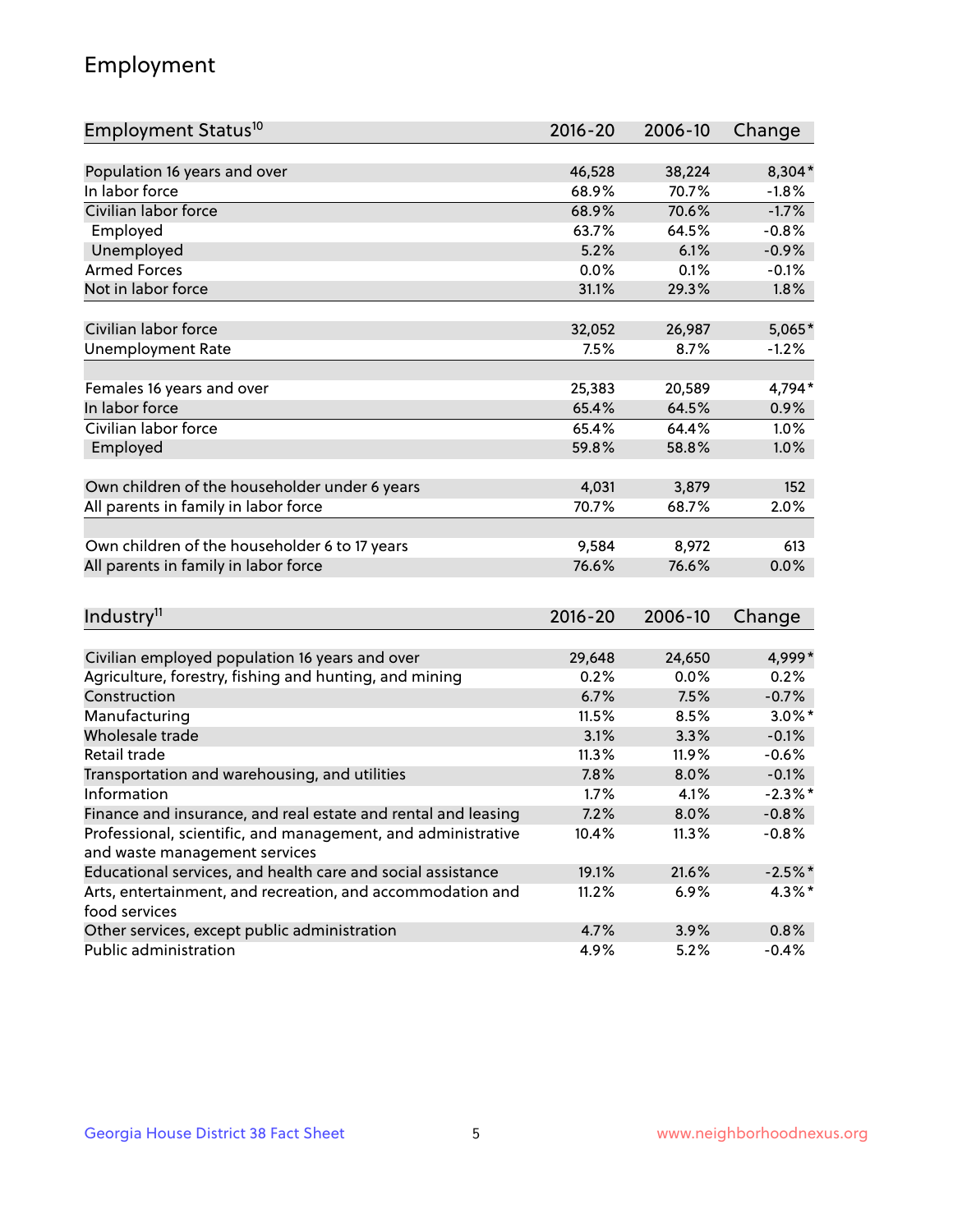## Employment

| Employment Status[10] | 2016-20 | 2006-10 | Change |
|---|---|---|---|
| Population 16 years and over | 46,528 | 38,224 | 8,304* |
| In labor force | 68.9% | 70.7% | -1.8% |
| Civilian labor force | 68.9% | 70.6% | -1.7% |
| Employed | 63.7% | 64.5% | -0.8% |
| Unemployed | 5.2% | 6.1% | -0.9% |
| Armed Forces | 0.0% | 0.1% | -0.1% |
| Not in labor force | 31.1% | 29.3% | 1.8% |
| | | | |
| Civilian labor force | 32,052 | 26,987 | 5,065* |
| Unemployment Rate | 7.5% | 8.7% | -1.2% |
| | | | |
| Females 16 years and over | 25,383 | 20,589 | 4,794* |
| In labor force | 65.4% | 64.5% | 0.9% |
| Civilian labor force | 65.4% | 64.4% | 1.0% |
| Employed | 59.8% | 58.8% | 1.0% |
| | | | |
| Own children of the householder under 6 years | 4,031 | 3,879 | 152 |
| All parents in family in labor force | 70.7% | 68.7% | 2.0% |
| | | | |
| Own children of the householder 6 to 17 years | 9,584 | 8,972 | 613 |
| All parents in family in labor force | 76.6% | 76.6% | 0.0% |

| Industry[11] | 2016-20 | 2006-10 | Change |
|---|---|---|---|
| Civilian employed population 16 years and over | 29,648 | 24,650 | 4,999* |
| Agriculture, forestry, fishing and hunting, and mining | 0.2% | 0.0% | 0.2% |
| Construction | 6.7% | 7.5% | -0.7% |
| Manufacturing | 11.5% | 8.5% | 3.0%* |
| Wholesale trade | 3.1% | 3.3% | -0.1% |
| Retail trade | 11.3% | 11.9% | -0.6% |
| Transportation and warehousing, and utilities | 7.8% | 8.0% | -0.1% |
| Information | 1.7% | 4.1% | -2.3%* |
| Finance and insurance, and real estate and rental and leasing | 7.2% | 8.0% | -0.8% |
| Professional, scientific, and management, and administrative and waste management services | 10.4% | 11.3% | -0.8% |
| Educational services, and health care and social assistance | 19.1% | 21.6% | -2.5%* |
| Arts, entertainment, and recreation, and accommodation and food services | 11.2% | 6.9% | 4.3%* |
| Other services, except public administration | 4.7% | 3.9% | 0.8% |
| Public administration | 4.9% | 5.2% | -0.4% |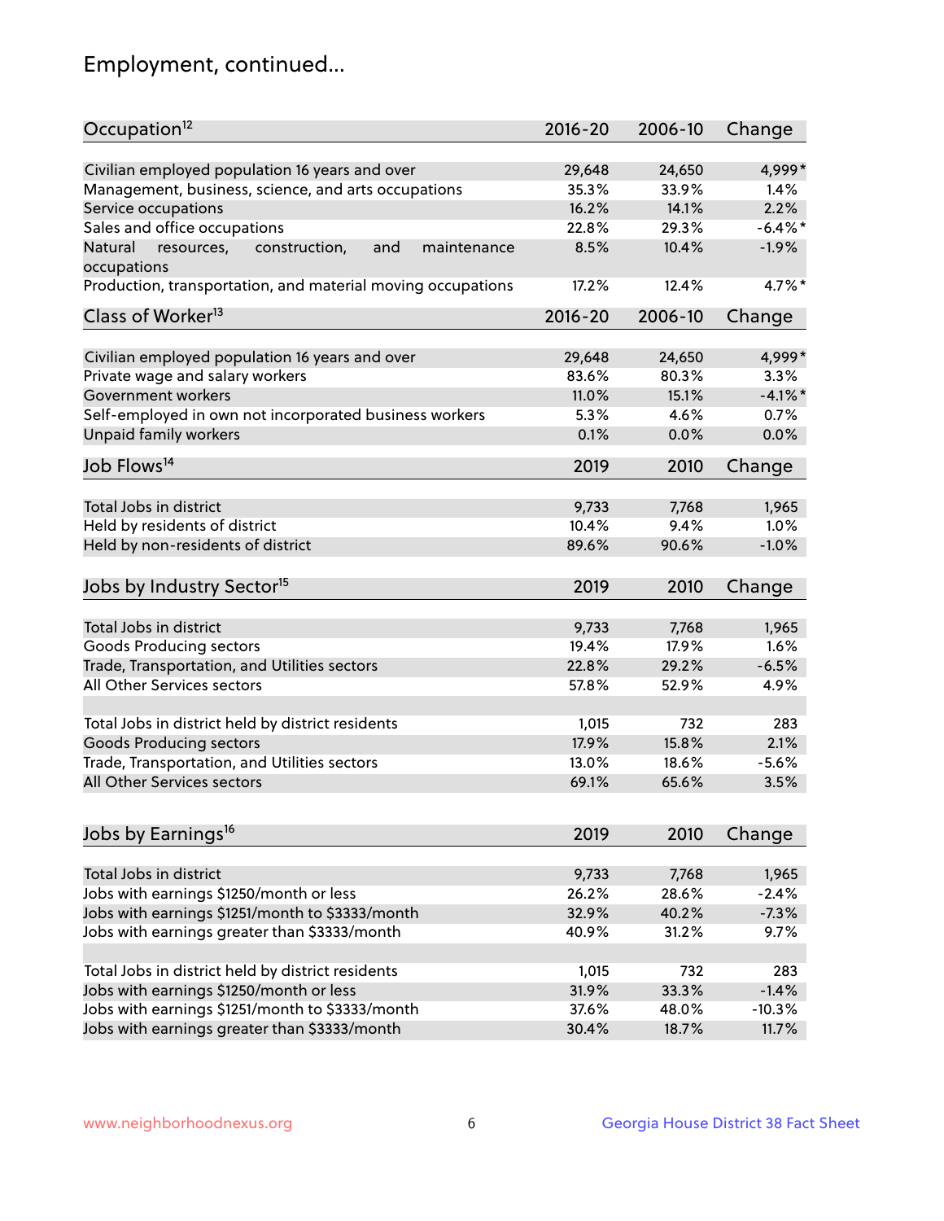## Employment, continued...

| Occupation[12] | 2016-20 | 2006-10 | Change |
|---|---|---|---|
| Civilian employed population 16 years and over | 29,648 | 24,650 | 4,999* |
| Management, business, science, and arts occupations | 35.3% | 33.9% | 1.4% |
| Service occupations | 16.2% | 14.1% | 2.2% |
| Sales and office occupations | 22.8% | 29.3% | -6.4%* |
| Natural resources, construction, and maintenance occupations | 8.5% | 10.4% | -1.9% |
| Production, transportation, and material moving occupations | 17.2% | 12.4% | 4.7%* |

| Class of Worker[13] | 2016-20 | 2006-10 | Change |
|---|---|---|---|
| Civilian employed population 16 years and over | 29,648 | 24,650 | 4,999* |
| Private wage and salary workers | 83.6% | 80.3% | 3.3% |
| Government workers | 11.0% | 15.1% | -4.1%* |
| Self-employed in own not incorporated business workers | 5.3% | 4.6% | 0.7% |
| Unpaid family workers | 0.1% | 0.0% | 0.0% |

| Job Flows[14] | 2019 | 2010 | Change |
|---|---|---|---|
| Total Jobs in district | 9,733 | 7,768 | 1,965 |
| Held by residents of district | 10.4% | 9.4% | 1.0% |
| Held by non-residents of district | 89.6% | 90.6% | -1.0% |

| Jobs by Industry Sector[15] | 2019 | 2010 | Change |
|---|---|---|---|
| Total Jobs in district | 9,733 | 7,768 | 1,965 |
| Goods Producing sectors | 19.4% | 17.9% | 1.6% |
| Trade, Transportation, and Utilities sectors | 22.8% | 29.2% | -6.5% |
| All Other Services sectors | 57.8% | 52.9% | 4.9% |
| | | | |
| Total Jobs in district held by district residents | 1,015 | 732 | 283 |
| Goods Producing sectors | 17.9% | 15.8% | 2.1% |
| Trade, Transportation, and Utilities sectors | 13.0% | 18.6% | -5.6% |
| All Other Services sectors | 69.1% | 65.6% | 3.5% |

| Jobs by Earnings[16] | 2019 | 2010 | Change |
|---|---|---|---|
| Total Jobs in district | 9,733 | 7,768 | 1,965 |
| Jobs with earnings $1250/month or less | 26.2% | 28.6% | -2.4% |
| Jobs with earnings $1251/month to $3333/month | 32.9% | 40.2% | -7.3% |
| Jobs with earnings greater than $3333/month | 40.9% | 31.2% | 9.7% |
| | | | |
| Total Jobs in district held by district residents | 1,015 | 732 | 283 |
| Jobs with earnings $1250/month or less | 31.9% | 33.3% | -1.4% |
| Jobs with earnings $1251/month to $3333/month | 37.6% | 48.0% | -10.3% |
| Jobs with earnings greater than $3333/month | 30.4% | 18.7% | 11.7% |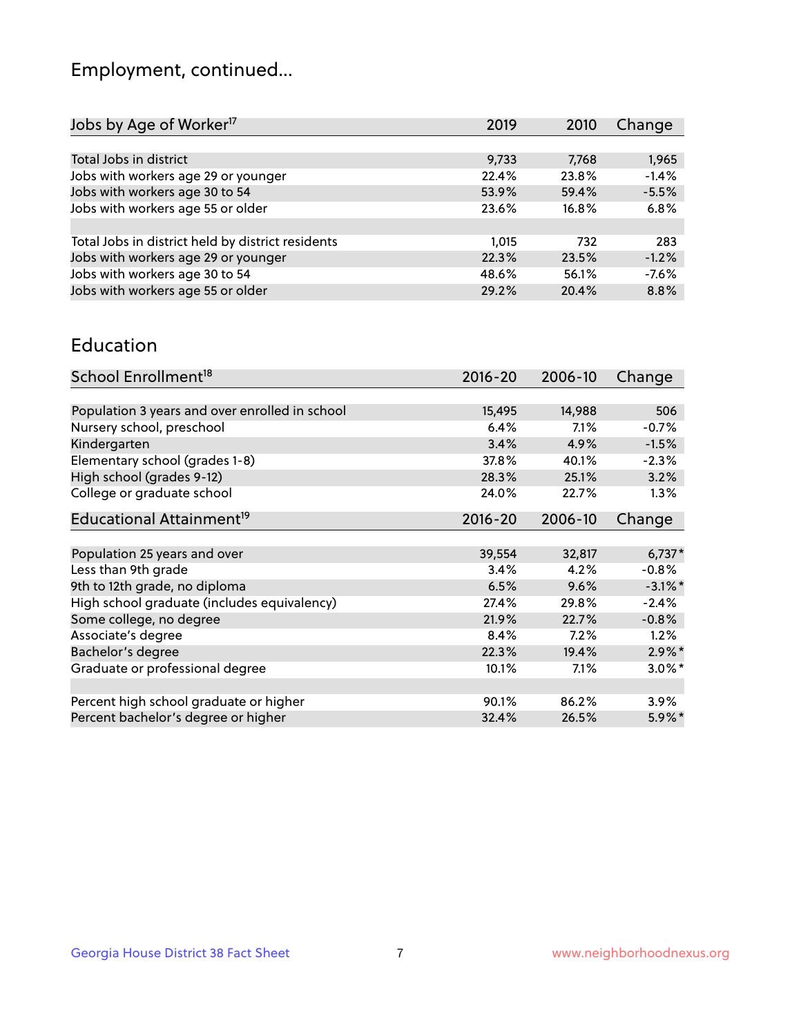## Employment, continued...

| Jobs by Age of Worker[17] | 2019 | 2010 | Change |
|---|---|---|---|
| Total Jobs in district | 9,733 | 7,768 | 1,965 |
| Jobs with workers age 29 or younger | 22.4% | 23.8% | -1.4% |
| Jobs with workers age 30 to 54 | 53.9% | 59.4% | -5.5% |
| Jobs with workers age 55 or older | 23.6% | 16.8% | 6.8% |
| | | | |
| Total Jobs in district held by district residents | 1,015 | 732 | 283 |
| Jobs with workers age 29 or younger | 22.3% | 23.5% | -1.2% |
| Jobs with workers age 30 to 54 | 48.6% | 56.1% | -7.6% |
| Jobs with workers age 55 or older | 29.2% | 20.4% | 8.8% |

## Education

| School Enrollment[18] | 2016-20 | 2006-10 | Change |
|---|---|---|---|
| Population 3 years and over enrolled in school | 15,495 | 14,988 | 506 |
| Nursery school, preschool | 6.4% | 7.1% | -0.7% |
| Kindergarten | 3.4% | 4.9% | -1.5% |
| Elementary school (grades 1-8) | 37.8% | 40.1% | -2.3% |
| High school (grades 9-12) | 28.3% | 25.1% | 3.2% |
| College or graduate school | 24.0% | 22.7% | 1.3% |

| Educational Attainment[19] | 2016-20 | 2006-10 | Change |
|---|---|---|---|
| Population 25 years and over | 39,554 | 32,817 | 6,737* |
| Less than 9th grade | 3.4% | 4.2% | -0.8% |
| 9th to 12th grade, no diploma | 6.5% | 9.6% | -3.1%* |
| High school graduate (includes equivalency) | 27.4% | 29.8% | -2.4% |
| Some college, no degree | 21.9% | 22.7% | -0.8% |
| Associate's degree | 8.4% | 7.2% | 1.2% |
| Bachelor's degree | 22.3% | 19.4% | 2.9%* |
| Graduate or professional degree | 10.1% | 7.1% | 3.0%* |
| | | | |
| Percent high school graduate or higher | 90.1% | 86.2% | 3.9% |
| Percent bachelor's degree or higher | 32.4% | 26.5% | 5.9%* |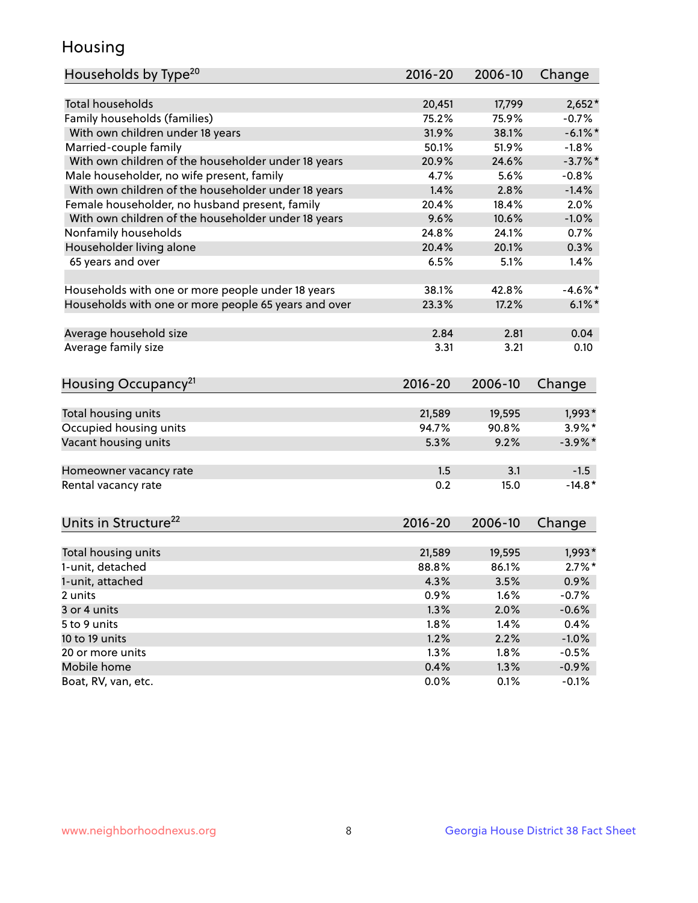# Housing

| Households by Type[20] | 2016-20 | 2006-10 | Change |
|---|---|---|---|
| Total households | 20,451 | 17,799 | 2,652* |
| Family households (families) | 75.2% | 75.9% | -0.7% |
| With own children under 18 years | 31.9% | 38.1% | -6.1%* |
| Married-couple family | 50.1% | 51.9% | -1.8% |
| With own children of the householder under 18 years | 20.9% | 24.6% | -3.7%* |
| Male householder, no wife present, family | 4.7% | 5.6% | -0.8% |
| With own children of the householder under 18 years | 1.4% | 2.8% | -1.4% |
| Female householder, no husband present, family | 20.4% | 18.4% | 2.0% |
| With own children of the householder under 18 years | 9.6% | 10.6% | -1.0% |
| Nonfamily households | 24.8% | 24.1% | 0.7% |
| Householder living alone | 20.4% | 20.1% | 0.3% |
| 65 years and over | 6.5% | 5.1% | 1.4% |
| | | | |
| Households with one or more people under 18 years | 38.1% | 42.8% | -4.6%* |
| Households with one or more people 65 years and over | 23.3% | 17.2% | 6.1%* |
| | | | |
| Average household size | 2.84 | 2.81 | 0.04 |
| Average family size | 3.31 | 3.21 | 0.10 |

| Housing Occupancy[21] | 2016-20 | 2006-10 | Change |
|---|---|---|---|
| Total housing units | 21,589 | 19,595 | 1,993* |
| Occupied housing units | 94.7% | 90.8% | 3.9%* |
| Vacant housing units | 5.3% | 9.2% | -3.9%* |
| | | | |
| Homeowner vacancy rate | 1.5 | 3.1 | -1.5 |
| Rental vacancy rate | 0.2 | 15.0 | -14.8* |

| Units in Structure[22] | 2016-20 | 2006-10 | Change |
|---|---|---|---|
| Total housing units | 21,589 | 19,595 | 1,993* |
| 1-unit, detached | 88.8% | 86.1% | 2.7%* |
| 1-unit, attached | 4.3% | 3.5% | 0.9% |
| 2 units | 0.9% | 1.6% | -0.7% |
| 3 or 4 units | 1.3% | 2.0% | -0.6% |
| 5 to 9 units | 1.8% | 1.4% | 0.4% |
| 10 to 19 units | 1.2% | 2.2% | -1.0% |
| 20 or more units | 1.3% | 1.8% | -0.5% |
| Mobile home | 0.4% | 1.3% | -0.9% |
| Boat, RV, van, etc. | 0.0% | 0.1% | -0.1% |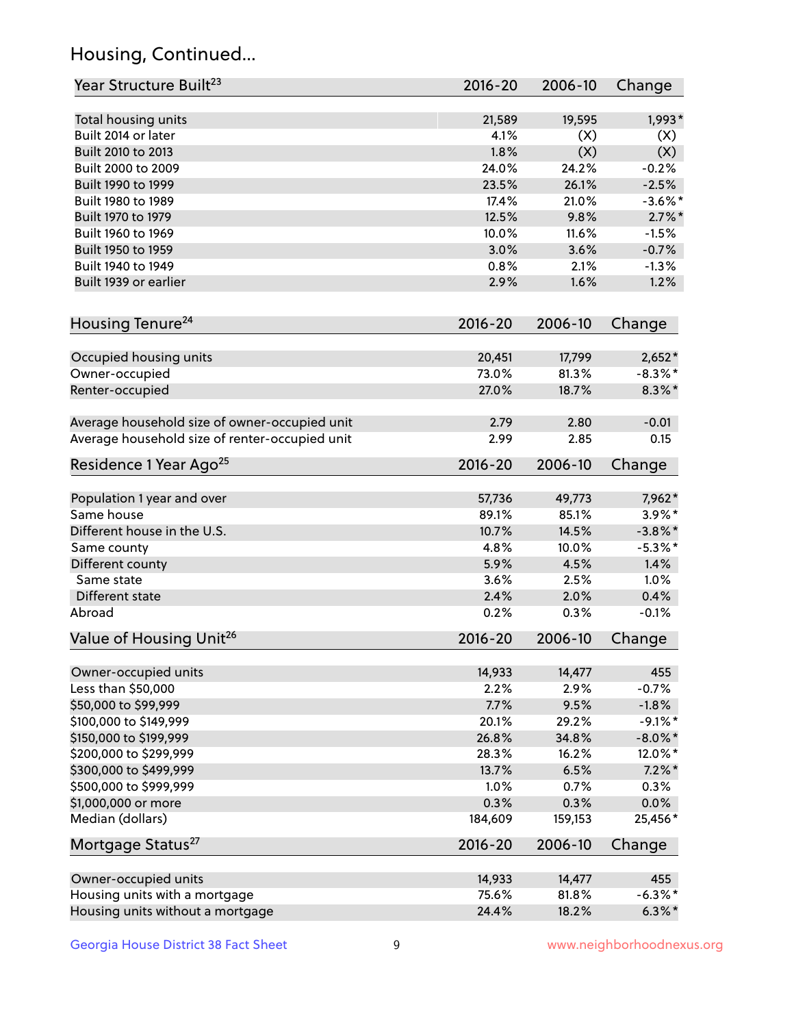## Housing, Continued...

| Year Structure Built[23] | 2016-20 | 2006-10 | Change |
|---|---|---|---|
| Total housing units | 21,589 | 19,595 | 1,993* |
| Built 2014 or later | 4.1% | (X) | (X) |
| Built 2010 to 2013 | 1.8% | (X) | (X) |
| Built 2000 to 2009 | 24.0% | 24.2% | -0.2% |
| Built 1990 to 1999 | 23.5% | 26.1% | -2.5% |
| Built 1980 to 1989 | 17.4% | 21.0% | -3.6%* |
| Built 1970 to 1979 | 12.5% | 9.8% | 2.7%* |
| Built 1960 to 1969 | 10.0% | 11.6% | -1.5% |
| Built 1950 to 1959 | 3.0% | 3.6% | -0.7% |
| Built 1940 to 1949 | 0.8% | 2.1% | -1.3% |
| Built 1939 or earlier | 2.9% | 1.6% | 1.2% |

| Housing Tenure[24] | 2016-20 | 2006-10 | Change |
|---|---|---|---|
| Occupied housing units | 20,451 | 17,799 | 2,652* |
| Owner-occupied | 73.0% | 81.3% | -8.3%* |
| Renter-occupied | 27.0% | 18.7% | 8.3%* |
| Average household size of owner-occupied unit | 2.79 | 2.80 | -0.01 |
| Average household size of renter-occupied unit | 2.99 | 2.85 | 0.15 |

| Residence 1 Year Ago[25] | 2016-20 | 2006-10 | Change |
|---|---|---|---|
| Population 1 year and over | 57,736 | 49,773 | 7,962* |
| Same house | 89.1% | 85.1% | 3.9%* |
| Different house in the U.S. | 10.7% | 14.5% | -3.8%* |
| Same county | 4.8% | 10.0% | -5.3%* |
| Different county | 5.9% | 4.5% | 1.4% |
| Same state | 3.6% | 2.5% | 1.0% |
| Different state | 2.4% | 2.0% | 0.4% |
| Abroad | 0.2% | 0.3% | -0.1% |

| Value of Housing Unit[26] | 2016-20 | 2006-10 | Change |
|---|---|---|---|
| Owner-occupied units | 14,933 | 14,477 | 455 |
| Less than $50,000 | 2.2% | 2.9% | -0.7% |
| $50,000 to $99,999 | 7.7% | 9.5% | -1.8% |
| $100,000 to $149,999 | 20.1% | 29.2% | -9.1%* |
| $150,000 to $199,999 | 26.8% | 34.8% | -8.0%* |
| $200,000 to $299,999 | 28.3% | 16.2% | 12.0%* |
| $300,000 to $499,999 | 13.7% | 6.5% | 7.2%* |
| $500,000 to $999,999 | 1.0% | 0.7% | 0.3% |
| $1,000,000 or more | 0.3% | 0.3% | 0.0% |
| Median (dollars) | 184,609 | 159,153 | 25,456* |

| Mortgage Status[27] | 2016-20 | 2006-10 | Change |
|---|---|---|---|
| Owner-occupied units | 14,933 | 14,477 | 455 |
| Housing units with a mortgage | 75.6% | 81.8% | -6.3%* |
| Housing units without a mortgage | 24.4% | 18.2% | 6.3%* |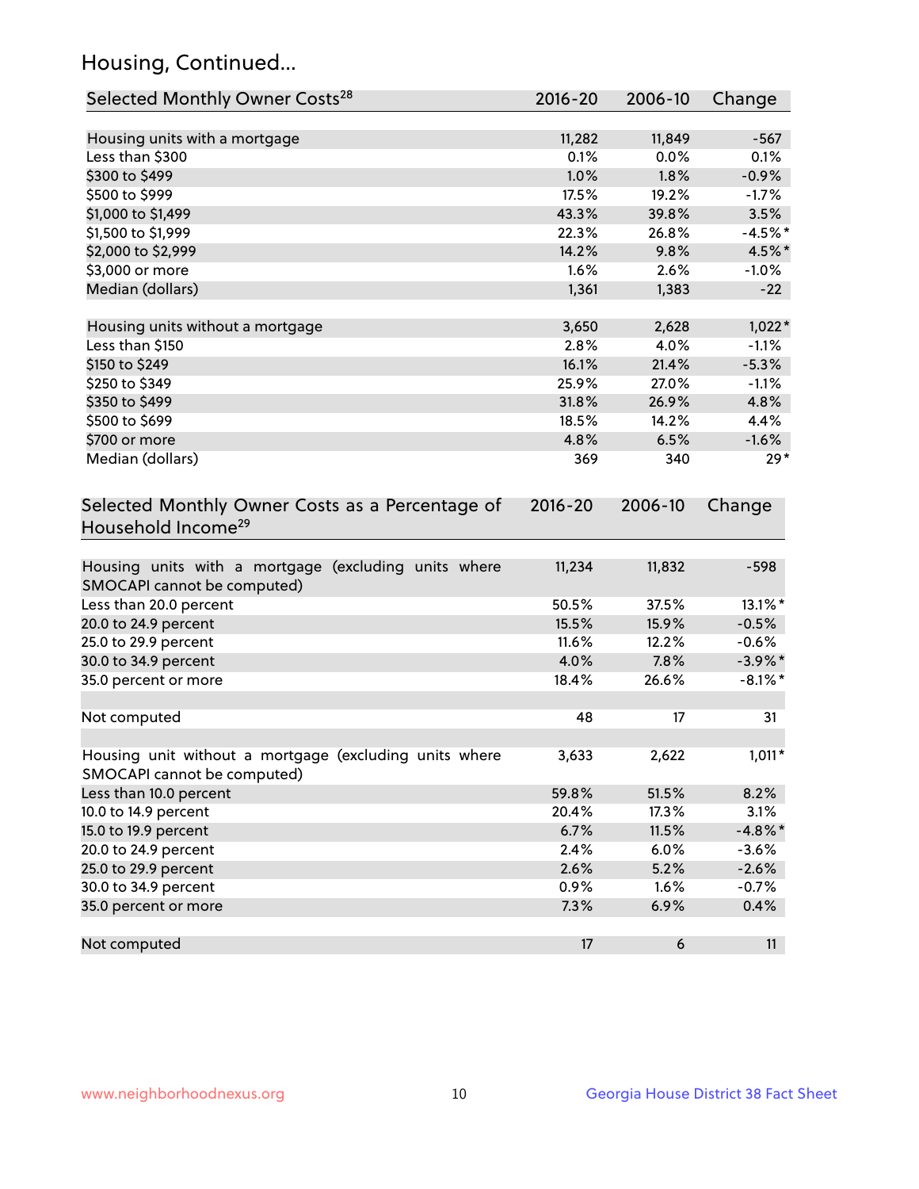## Housing, Continued...

| Selected Monthly Owner Costs[28] | 2016-20 | 2006-10 | Change |
|---|---|---|---|
| Housing units with a mortgage | 11,282 | 11,849 | -567 |
| Less than $300 | 0.1% | 0.0% | 0.1% |
| $300 to $499 | 1.0% | 1.8% | -0.9% |
| $500 to $999 | 17.5% | 19.2% | -1.7% |
| $1,000 to $1,499 | 43.3% | 39.8% | 3.5% |
| $1,500 to $1,999 | 22.3% | 26.8% | -4.5%* |
| $2,000 to $2,999 | 14.2% | 9.8% | 4.5%* |
| $3,000 or more | 1.6% | 2.6% | -1.0% |
| Median (dollars) | 1,361 | 1,383 | -22 |
| | | | |
| Housing units without a mortgage | 3,650 | 2,628 | 1,022* |
| Less than $150 | 2.8% | 4.0% | -1.1% |
| $150 to $249 | 16.1% | 21.4% | -5.3% |
| $250 to $349 | 25.9% | 27.0% | -1.1% |
| $350 to $499 | 31.8% | 26.9% | 4.8% |
| $500 to $699 | 18.5% | 14.2% | 4.4% |
| $700 or more | 4.8% | 6.5% | -1.6% |
| Median (dollars) | 369 | 340 | 29* |

| Selected Monthly Owner Costs as a Percentage of Household Income[29] | 2016-20 | 2006-10 | Change |
|---|---|---|---|
| Housing units with a mortgage (excluding units where SMOCAPI cannot be computed) | 11,234 | 11,832 | -598 |
| Less than 20.0 percent | 50.5% | 37.5% | 13.1%* |
| 20.0 to 24.9 percent | 15.5% | 15.9% | -0.5% |
| 25.0 to 29.9 percent | 11.6% | 12.2% | -0.6% |
| 30.0 to 34.9 percent | 4.0% | 7.8% | -3.9%* |
| 35.0 percent or more | 18.4% | 26.6% | -8.1%* |
| | | | |
| Not computed | 48 | 17 | 31 |
| | | | |
| Housing unit without a mortgage (excluding units where SMOCAPI cannot be computed) | 3,633 | 2,622 | 1,011* |
| Less than 10.0 percent | 59.8% | 51.5% | 8.2% |
| 10.0 to 14.9 percent | 20.4% | 17.3% | 3.1% |
| 15.0 to 19.9 percent | 6.7% | 11.5% | -4.8%* |
| 20.0 to 24.9 percent | 2.4% | 6.0% | -3.6% |
| 25.0 to 29.9 percent | 2.6% | 5.2% | -2.6% |
| 30.0 to 34.9 percent | 0.9% | 1.6% | -0.7% |
| 35.0 percent or more | 7.3% | 6.9% | 0.4% |
| | | | |
| Not computed | 17 | 6 | 11 |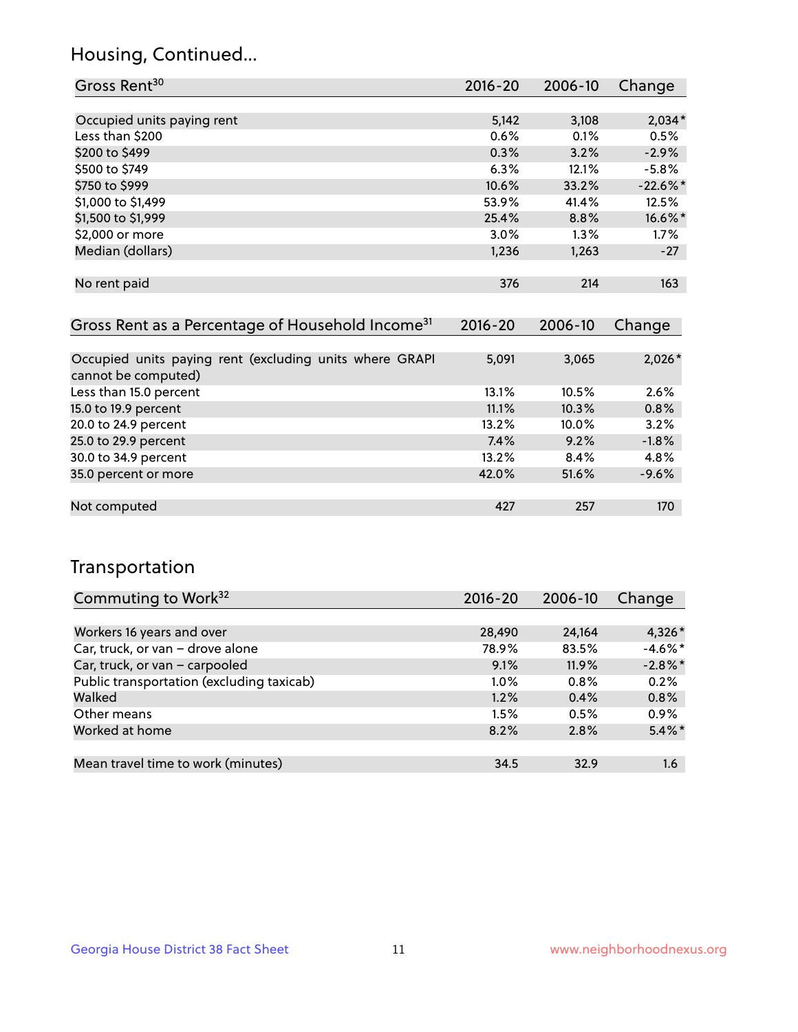## Housing, Continued...

| Gross Rent[30] | 2016-20 | 2006-10 | Change |
|---|---|---|---|
| Occupied units paying rent | 5,142 | 3,108 | 2,034* |
| Less than $200 | 0.6% | 0.1% | 0.5% |
| $200 to $499 | 0.3% | 3.2% | -2.9% |
| $500 to $749 | 6.3% | 12.1% | -5.8% |
| $750 to $999 | 10.6% | 33.2% | -22.6%* |
| $1,000 to $1,499 | 53.9% | 41.4% | 12.5% |
| $1,500 to $1,999 | 25.4% | 8.8% | 16.6%* |
| $2,000 or more | 3.0% | 1.3% | 1.7% |
| Median (dollars) | 1,236 | 1,263 | -27 |
| No rent paid | 376 | 214 | 163 |

| Gross Rent as a Percentage of Household Income[31] | 2016-20 | 2006-10 | Change |
|---|---|---|---|
| Occupied units paying rent (excluding units where GRAPI cannot be computed) | 5,091 | 3,065 | 2,026* |
| Less than 15.0 percent | 13.1% | 10.5% | 2.6% |
| 15.0 to 19.9 percent | 11.1% | 10.3% | 0.8% |
| 20.0 to 24.9 percent | 13.2% | 10.0% | 3.2% |
| 25.0 to 29.9 percent | 7.4% | 9.2% | -1.8% |
| 30.0 to 34.9 percent | 13.2% | 8.4% | 4.8% |
| 35.0 percent or more | 42.0% | 51.6% | -9.6% |
| Not computed | 427 | 257 | 170 |

## Transportation

| Commuting to Work[32] | 2016-20 | 2006-10 | Change |
|---|---|---|---|
| Workers 16 years and over | 28,490 | 24,164 | 4,326* |
| Car, truck, or van – drove alone | 78.9% | 83.5% | -4.6%* |
| Car, truck, or van – carpooled | 9.1% | 11.9% | -2.8%* |
| Public transportation (excluding taxicab) | 1.0% | 0.8% | 0.2% |
| Walked | 1.2% | 0.4% | 0.8% |
| Other means | 1.5% | 0.5% | 0.9% |
| Worked at home | 8.2% | 2.8% | 5.4%* |
| Mean travel time to work (minutes) | 34.5 | 32.9 | 1.6 |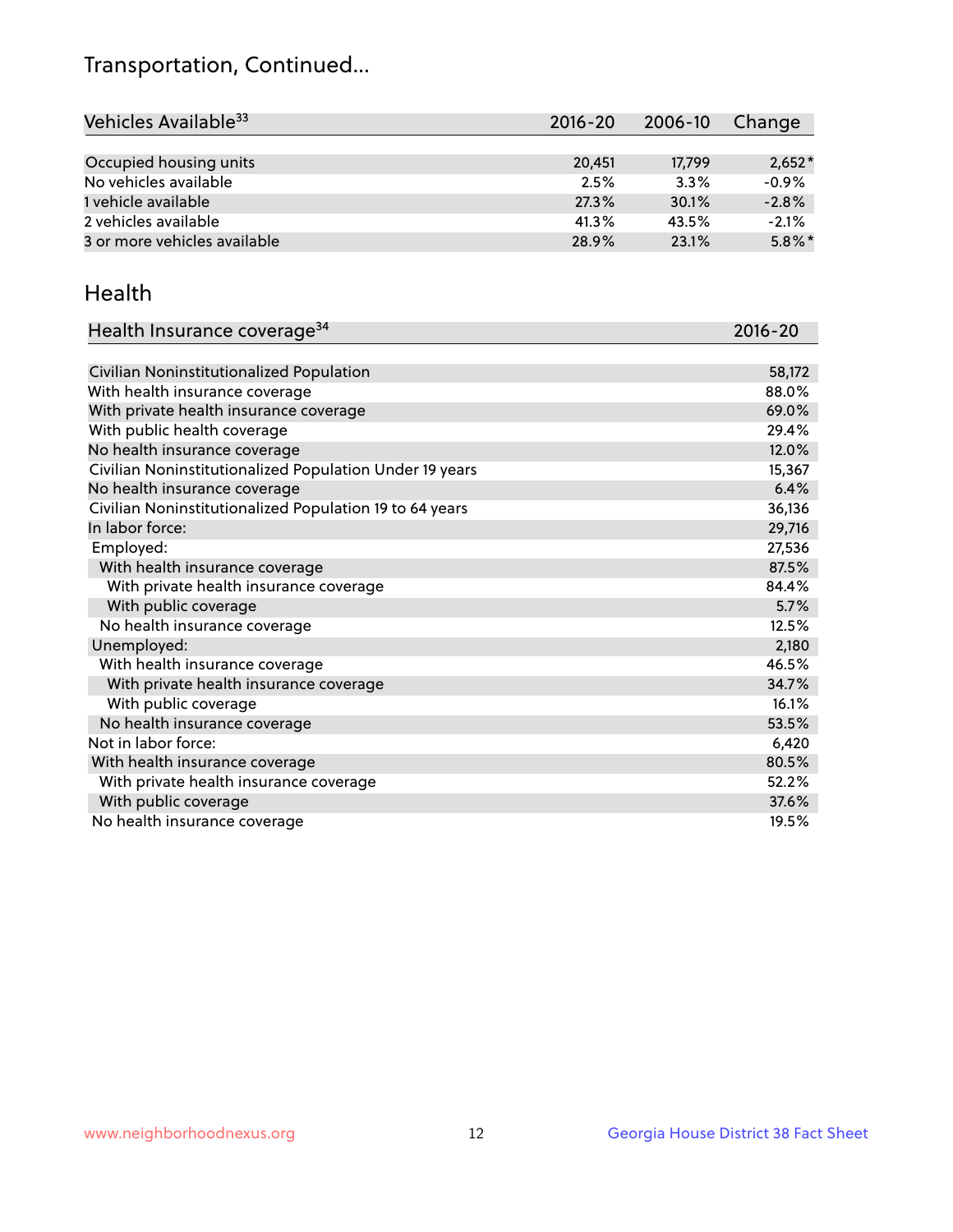# Transportation, Continued...

| Vehicles Available[33] | 2016-20 | 2006-10 | Change |
|---|---|---|---|
| Occupied housing units | 20,451 | 17,799 | 2,652* |
| No vehicles available | 2.5% | 3.3% | -0.9% |
| 1 vehicle available | 27.3% | 30.1% | -2.8% |
| 2 vehicles available | 41.3% | 43.5% | -2.1% |
| 3 or more vehicles available | 28.9% | 23.1% | 5.8%* |

## Health

| Health Insurance coverage[34] | 2016-20 |
|---|---|
| Civilian Noninstitutionalized Population | 58,172 |
| With health insurance coverage | 88.0% |
| With private health insurance coverage | 69.0% |
| With public health coverage | 29.4% |
| No health insurance coverage | 12.0% |
| Civilian Noninstitutionalized Population Under 19 years | 15,367 |
| No health insurance coverage | 6.4% |
| Civilian Noninstitutionalized Population 19 to 64 years | 36,136 |
| In labor force: | 29,716 |
| Employed: | 27,536 |
| With health insurance coverage | 87.5% |
| With private health insurance coverage | 84.4% |
| With public coverage | 5.7% |
| No health insurance coverage | 12.5% |
| Unemployed: | 2,180 |
| With health insurance coverage | 46.5% |
| With private health insurance coverage | 34.7% |
| With public coverage | 16.1% |
| No health insurance coverage | 53.5% |
| Not in labor force: | 6,420 |
| With health insurance coverage | 80.5% |
| With private health insurance coverage | 52.2% |
| With public coverage | 37.6% |
| No health insurance coverage | 19.5% |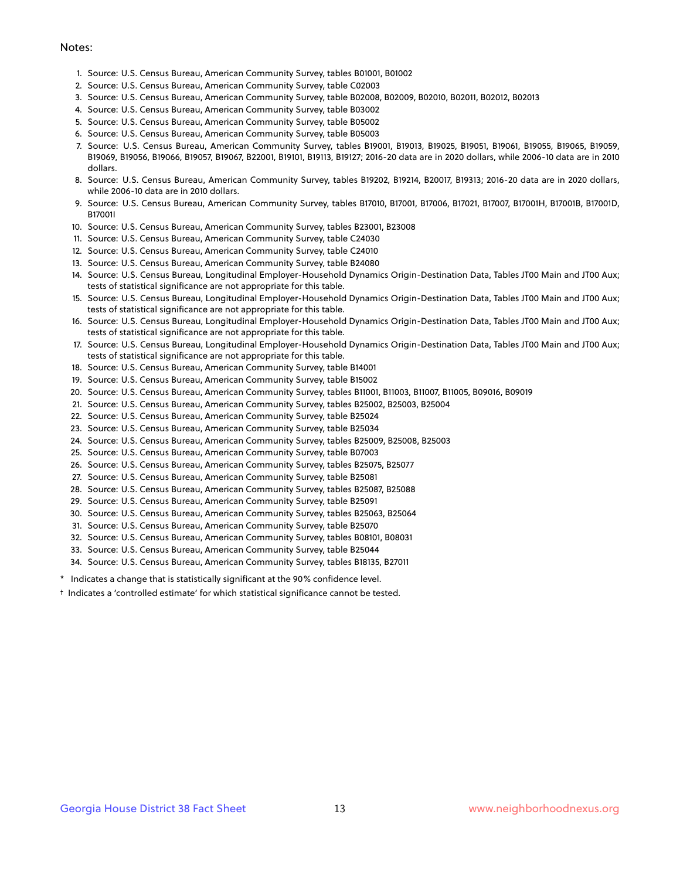Notes:

1. Source: U.S. Census Bureau, American Community Survey, tables B01001, B01002
2. Source: U.S. Census Bureau, American Community Survey, table C02003
3. Source: U.S. Census Bureau, American Community Survey, table B02008, B02009, B02010, B02011, B02012, B02013
4. Source: U.S. Census Bureau, American Community Survey, table B03002
5. Source: U.S. Census Bureau, American Community Survey, table B05002
6. Source: U.S. Census Bureau, American Community Survey, table B05003
7. Source: U.S. Census Bureau, American Community Survey, tables B19001, B19013, B19025, B19051, B19061, B19055, B19065, B19059, B19069, B19056, B19066, B19057, B19067, B22001, B19101, B19113, B19127; 2016-20 data are in 2020 dollars, while 2006-10 data are in 2010 dollars.
8. Source: U.S. Census Bureau, American Community Survey, tables B19202, B19214, B20017, B19313; 2016-20 data are in 2020 dollars, while 2006-10 data are in 2010 dollars.
9. Source: U.S. Census Bureau, American Community Survey, tables B17010, B17001, B17006, B17021, B17007, B17001H, B17001B, B17001D, B17001I
10. Source: U.S. Census Bureau, American Community Survey, tables B23001, B23008
11. Source: U.S. Census Bureau, American Community Survey, table C24030
12. Source: U.S. Census Bureau, American Community Survey, table C24010
13. Source: U.S. Census Bureau, American Community Survey, table B24080
14. Source: U.S. Census Bureau, Longitudinal Employer-Household Dynamics Origin-Destination Data, Tables JT00 Main and JT00 Aux; tests of statistical significance are not appropriate for this table.
15. Source: U.S. Census Bureau, Longitudinal Employer-Household Dynamics Origin-Destination Data, Tables JT00 Main and JT00 Aux; tests of statistical significance are not appropriate for this table.
16. Source: U.S. Census Bureau, Longitudinal Employer-Household Dynamics Origin-Destination Data, Tables JT00 Main and JT00 Aux; tests of statistical significance are not appropriate for this table.
17. Source: U.S. Census Bureau, Longitudinal Employer-Household Dynamics Origin-Destination Data, Tables JT00 Main and JT00 Aux; tests of statistical significance are not appropriate for this table.
18. Source: U.S. Census Bureau, American Community Survey, table B14001
19. Source: U.S. Census Bureau, American Community Survey, table B15002
20. Source: U.S. Census Bureau, American Community Survey, tables B11001, B11003, B11007, B11005, B09016, B09019
21. Source: U.S. Census Bureau, American Community Survey, tables B25002, B25003, B25004
22. Source: U.S. Census Bureau, American Community Survey, table B25024
23. Source: U.S. Census Bureau, American Community Survey, table B25034
24. Source: U.S. Census Bureau, American Community Survey, tables B25009, B25008, B25003
25. Source: U.S. Census Bureau, American Community Survey, table B07003
26. Source: U.S. Census Bureau, American Community Survey, tables B25075, B25077
27. Source: U.S. Census Bureau, American Community Survey, table B25081
28. Source: U.S. Census Bureau, American Community Survey, tables B25087, B25088
29. Source: U.S. Census Bureau, American Community Survey, table B25091
30. Source: U.S. Census Bureau, American Community Survey, tables B25063, B25064
31. Source: U.S. Census Bureau, American Community Survey, table B25070
32. Source: U.S. Census Bureau, American Community Survey, tables B08101, B08031
33. Source: U.S. Census Bureau, American Community Survey, table B25044
34. Source: U.S. Census Bureau, American Community Survey, tables B18135, B27011

\* Indicates a change that is statistically significant at the 90% confidence level.

† Indicates a 'controlled estimate' for which statistical significance cannot be tested.